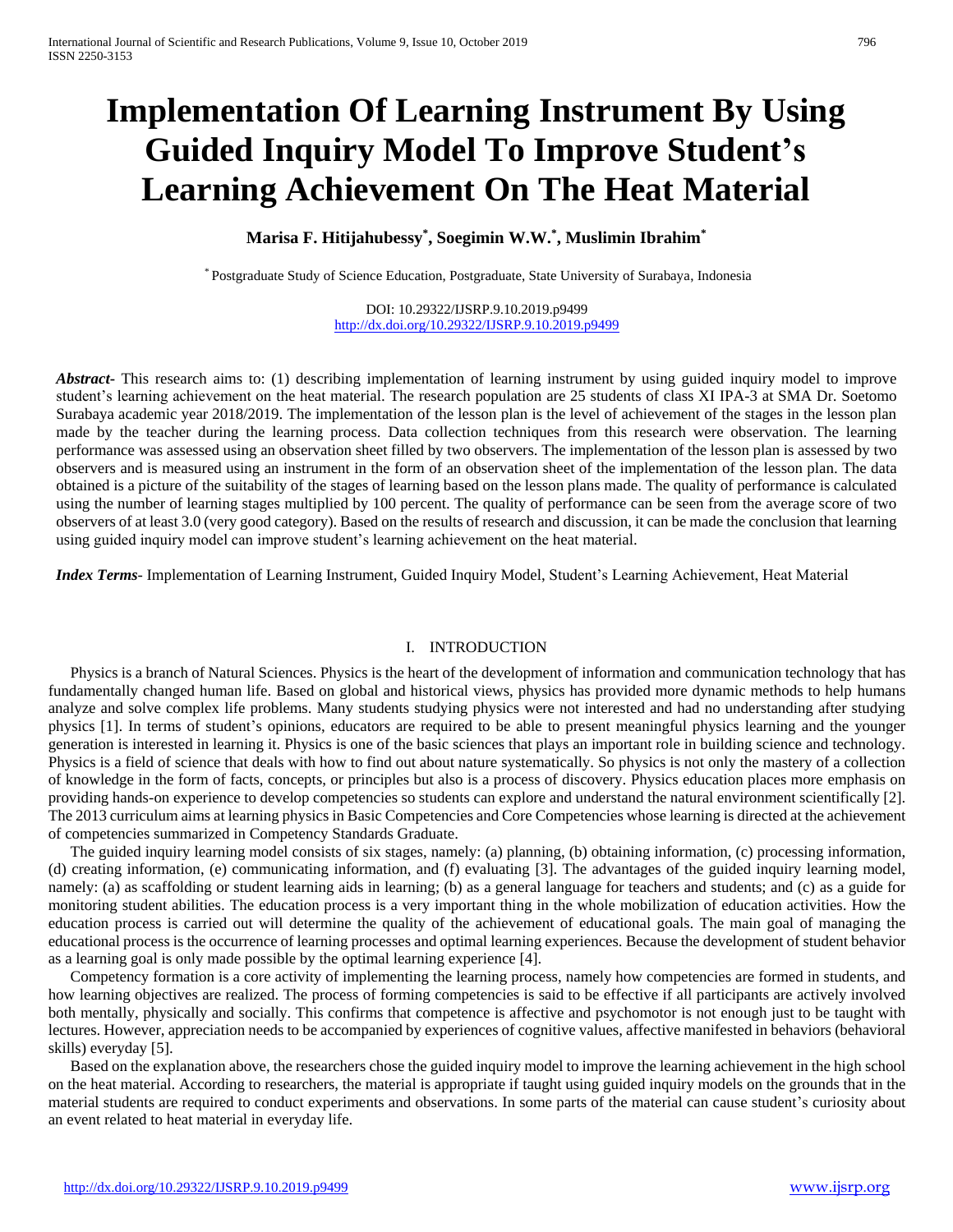# Implementation Of Learning Instrument By Using Guided Inquiry Model To Improve Student's Learning Achievement On The Heat Material

**Marisa F. Hitijahubessy[*], Soegimin W.W.[*], Muslimin Ibrahim[*]**

[*] Postgraduate Study of Science Education, Postgraduate, State University of Surabaya, Indonesia

DOI: 10.29322/IJSRP.9.10.2019.p9499
http://dx.doi.org/10.29322/IJSRP.9.10.2019.p9499

***Abstract*-** This research aims to: (1) describing implementation of learning instrument by using guided inquiry model to improve student's learning achievement on the heat material. The research population are 25 students of class XI IPA-3 at SMA Dr. Soetomo Surabaya academic year 2018/2019. The implementation of the lesson plan is the level of achievement of the stages in the lesson plan made by the teacher during the learning process. Data collection techniques from this research were observation. The learning performance was assessed using an observation sheet filled by two observers. The implementation of the lesson plan is assessed by two observers and is measured using an instrument in the form of an observation sheet of the implementation of the lesson plan. The data obtained is a picture of the suitability of the stages of learning based on the lesson plans made. The quality of performance is calculated using the number of learning stages multiplied by 100 percent. The quality of performance can be seen from the average score of two observers of at least 3.0 (very good category). Based on the results of research and discussion, it can be made the conclusion that learning using guided inquiry model can improve student's learning achievement on the heat material.

***Index Terms*-** Implementation of Learning Instrument, Guided Inquiry Model, Student's Learning Achievement, Heat Material

## I. INTRODUCTION

Physics is a branch of Natural Sciences. Physics is the heart of the development of information and communication technology that has fundamentally changed human life. Based on global and historical views, physics has provided more dynamic methods to help humans analyze and solve complex life problems. Many students studying physics were not interested and had no understanding after studying physics [1]. In terms of student's opinions, educators are required to be able to present meaningful physics learning and the younger generation is interested in learning it. Physics is one of the basic sciences that plays an important role in building science and technology. Physics is a field of science that deals with how to find out about nature systematically. So physics is not only the mastery of a collection of knowledge in the form of facts, concepts, or principles but also is a process of discovery. Physics education places more emphasis on providing hands-on experience to develop competencies so students can explore and understand the natural environment scientifically [2]. The 2013 curriculum aims at learning physics in Basic Competencies and Core Competencies whose learning is directed at the achievement of competencies summarized in Competency Standards Graduate.

The guided inquiry learning model consists of six stages, namely: (a) planning, (b) obtaining information, (c) processing information, (d) creating information, (e) communicating information, and (f) evaluating [3]. The advantages of the guided inquiry learning model, namely: (a) as scaffolding or student learning aids in learning; (b) as a general language for teachers and students; and (c) as a guide for monitoring student abilities. The education process is a very important thing in the whole mobilization of education activities. How the education process is carried out will determine the quality of the achievement of educational goals. The main goal of managing the educational process is the occurrence of learning processes and optimal learning experiences. Because the development of student behavior as a learning goal is only made possible by the optimal learning experience [4].

Competency formation is a core activity of implementing the learning process, namely how competencies are formed in students, and how learning objectives are realized. The process of forming competencies is said to be effective if all participants are actively involved both mentally, physically and socially. This confirms that competence is affective and psychomotor is not enough just to be taught with lectures. However, appreciation needs to be accompanied by experiences of cognitive values, affective manifested in behaviors (behavioral skills) everyday [5].

Based on the explanation above, the researchers chose the guided inquiry model to improve the learning achievement in the high school on the heat material. According to researchers, the material is appropriate if taught using guided inquiry models on the grounds that in the material students are required to conduct experiments and observations. In some parts of the material can cause student's curiosity about an event related to heat material in everyday life.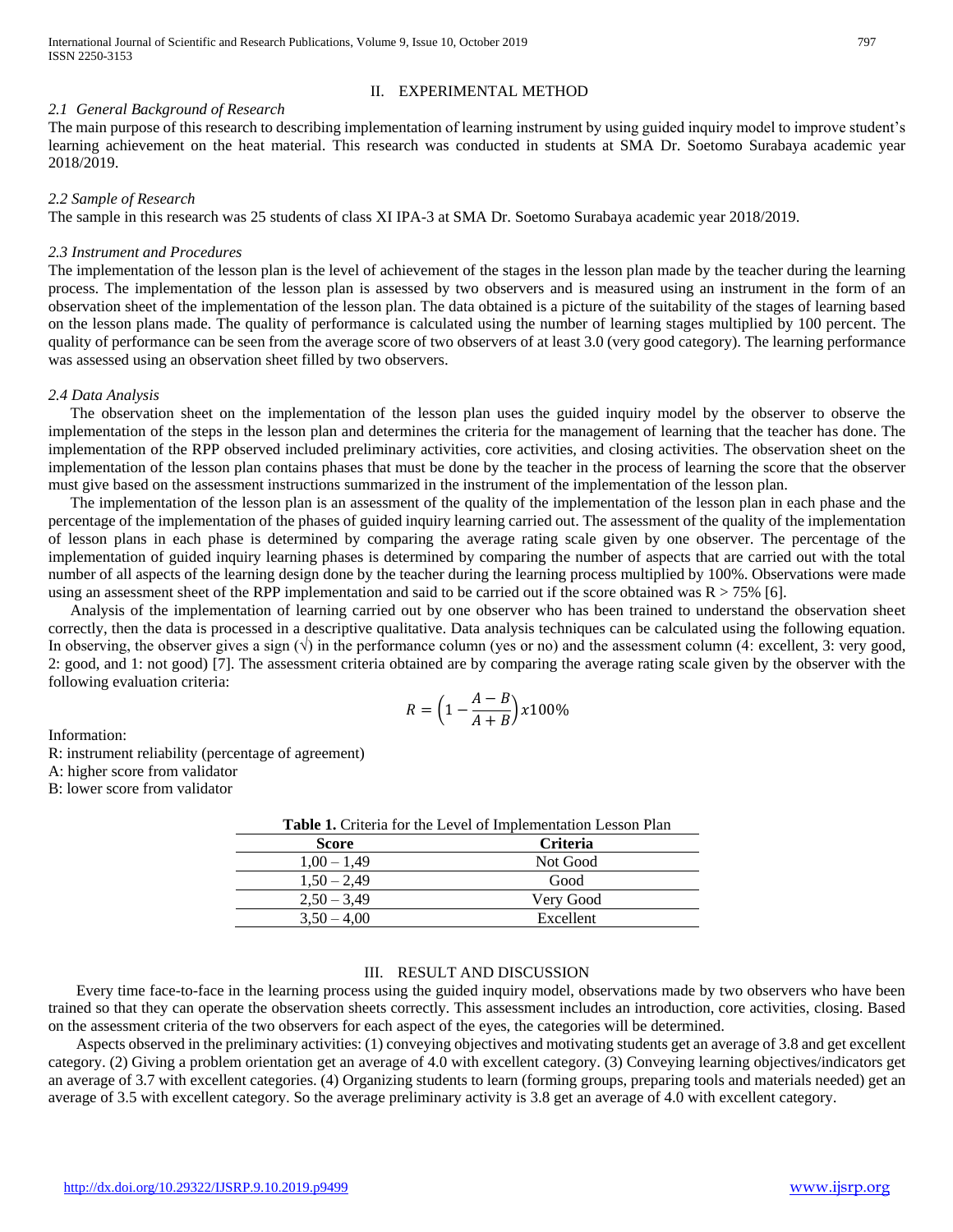## II. EXPERIMENTAL METHOD

### *2.1 General Background of Research*

The main purpose of this research to describing implementation of learning instrument by using guided inquiry model to improve student's learning achievement on the heat material. This research was conducted in students at SMA Dr. Soetomo Surabaya academic year 2018/2019.

### *2.2 Sample of Research*

The sample in this research was 25 students of class XI IPA-3 at SMA Dr. Soetomo Surabaya academic year 2018/2019.

### *2.3 Instrument and Procedures*

The implementation of the lesson plan is the level of achievement of the stages in the lesson plan made by the teacher during the learning process. The implementation of the lesson plan is assessed by two observers and is measured using an instrument in the form of an observation sheet of the implementation of the lesson plan. The data obtained is a picture of the suitability of the stages of learning based on the lesson plans made. The quality of performance is calculated using the number of learning stages multiplied by 100 percent. The quality of performance can be seen from the average score of two observers of at least 3.0 (very good category). The learning performance was assessed using an observation sheet filled by two observers.

### *2.4 Data Analysis*

The observation sheet on the implementation of the lesson plan uses the guided inquiry model by the observer to observe the implementation of the steps in the lesson plan and determines the criteria for the management of learning that the teacher has done. The implementation of the RPP observed included preliminary activities, core activities, and closing activities. The observation sheet on the implementation of the lesson plan contains phases that must be done by the teacher in the process of learning the score that the observer must give based on the assessment instructions summarized in the instrument of the implementation of the lesson plan.

The implementation of the lesson plan is an assessment of the quality of the implementation of the lesson plan in each phase and the percentage of the implementation of the phases of guided inquiry learning carried out. The assessment of the quality of the implementation of lesson plans in each phase is determined by comparing the average rating scale given by one observer. The percentage of the implementation of guided inquiry learning phases is determined by comparing the number of aspects that are carried out with the total number of all aspects of the learning design done by the teacher during the learning process multiplied by 100%. Observations were made using an assessment sheet of the RPP implementation and said to be carried out if the score obtained was $R > 75\%$ [6].

Analysis of the implementation of learning carried out by one observer who has been trained to understand the observation sheet correctly, then the data is processed in a descriptive qualitative. Data analysis techniques can be calculated using the following equation. In observing, the observer gives a sign (√) in the performance column (yes or no) and the assessment column (4: excellent, 3: very good, 2: good, and 1: not good) [7]. The assessment criteria obtained are by comparing the average rating scale given by the observer with the following evaluation criteria:

$$R = \left(1 - \frac{A - B}{A + B}\right) x100\%$$

Information:

R: instrument reliability (percentage of agreement)

A: higher score from validator

B: lower score from validator

**Table 1.** Criteria for the Level of Implementation Lesson Plan

| Score | Criteria |
|---|---|
| 1,00 – 1,49 | Not Good |
| 1,50 – 2,49 | Good |
| 2,50 – 3,49 | Very Good |
| 3,50 – 4,00 | Excellent |

## III. RESULT AND DISCUSSION

Every time face-to-face in the learning process using the guided inquiry model, observations made by two observers who have been trained so that they can operate the observation sheets correctly. This assessment includes an introduction, core activities, closing. Based on the assessment criteria of the two observers for each aspect of the eyes, the categories will be determined.

Aspects observed in the preliminary activities: (1) conveying objectives and motivating students get an average of 3.8 and get excellent category. (2) Giving a problem orientation get an average of 4.0 with excellent category. (3) Conveying learning objectives/indicators get an average of 3.7 with excellent categories. (4) Organizing students to learn (forming groups, preparing tools and materials needed) get an average of 3.5 with excellent category. So the average preliminary activity is 3.8 get an average of 4.0 with excellent category.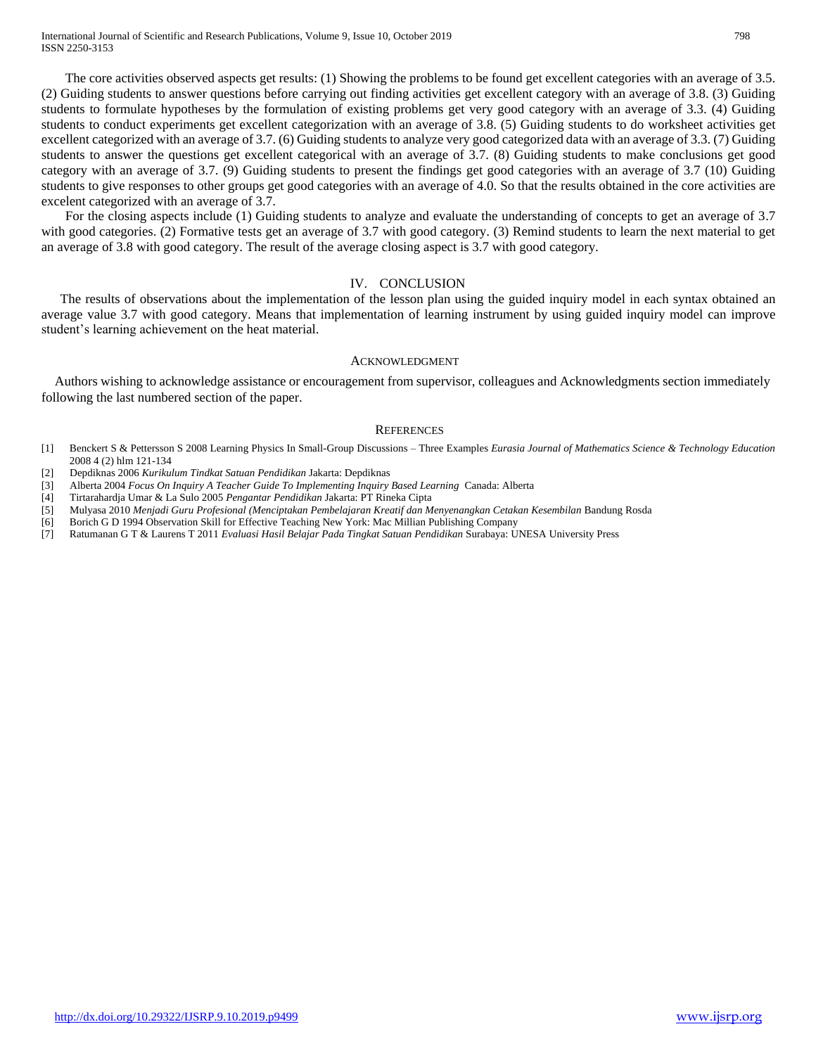The core activities observed aspects get results: (1) Showing the problems to be found get excellent categories with an average of 3.5. (2) Guiding students to answer questions before carrying out finding activities get excellent category with an average of 3.8. (3) Guiding students to formulate hypotheses by the formulation of existing problems get very good category with an average of 3.3. (4) Guiding students to conduct experiments get excellent categorization with an average of 3.8. (5) Guiding students to do worksheet activities get excellent categorized with an average of 3.7. (6) Guiding students to analyze very good categorized data with an average of 3.3. (7) Guiding students to answer the questions get excellent categorical with an average of 3.7. (8) Guiding students to make conclusions get good category with an average of 3.7. (9) Guiding students to present the findings get good categories with an average of 3.7 (10) Guiding students to give responses to other groups get good categories with an average of 4.0. So that the results obtained in the core activities are excelent categorized with an average of 3.7.

For the closing aspects include (1) Guiding students to analyze and evaluate the understanding of concepts to get an average of 3.7 with good categories. (2) Formative tests get an average of 3.7 with good category. (3) Remind students to learn the next material to get an average of 3.8 with good category. The result of the average closing aspect is 3.7 with good category.

## IV. Conclusion

The results of observations about the implementation of the lesson plan using the guided inquiry model in each syntax obtained an average value 3.7 with good category. Means that implementation of learning instrument by using guided inquiry model can improve student's learning achievement on the heat material.

## Acknowledgment

Authors wishing to acknowledge assistance or encouragement from supervisor, colleagues and Acknowledgments section immediately following the last numbered section of the paper.

## References

[1] Benckert S & Pettersson S 2008 Learning Physics In Small-Group Discussions – Three Examples *Eurasia Journal of Mathematics Science & Technology Education* 2008 4 (2) hlm 121-134

[2] Depdiknas 2006 *Kurikulum Tindkat Satuan Pendidikan* Jakarta: Depdiknas

[3] Alberta 2004 *Focus On Inquiry A Teacher Guide To Implementing Inquiry Based Learning* Canada: Alberta

[4] Tirtarahardja Umar & La Sulo 2005 *Pengantar Pendidikan* Jakarta: PT Rineka Cipta

[5] Mulyasa 2010 *Menjadi Guru Profesional (Menciptakan Pembelajaran Kreatif dan Menyenangkan Cetakan Kesembilan* Bandung Rosda

[6] Borich G D 1994 Observation Skill for Effective Teaching New York: Mac Millian Publishing Company

[7] Ratumanan G T & Laurens T 2011 *Evaluasi Hasil Belajar Pada Tingkat Satuan Pendidikan* Surabaya: UNESA University Press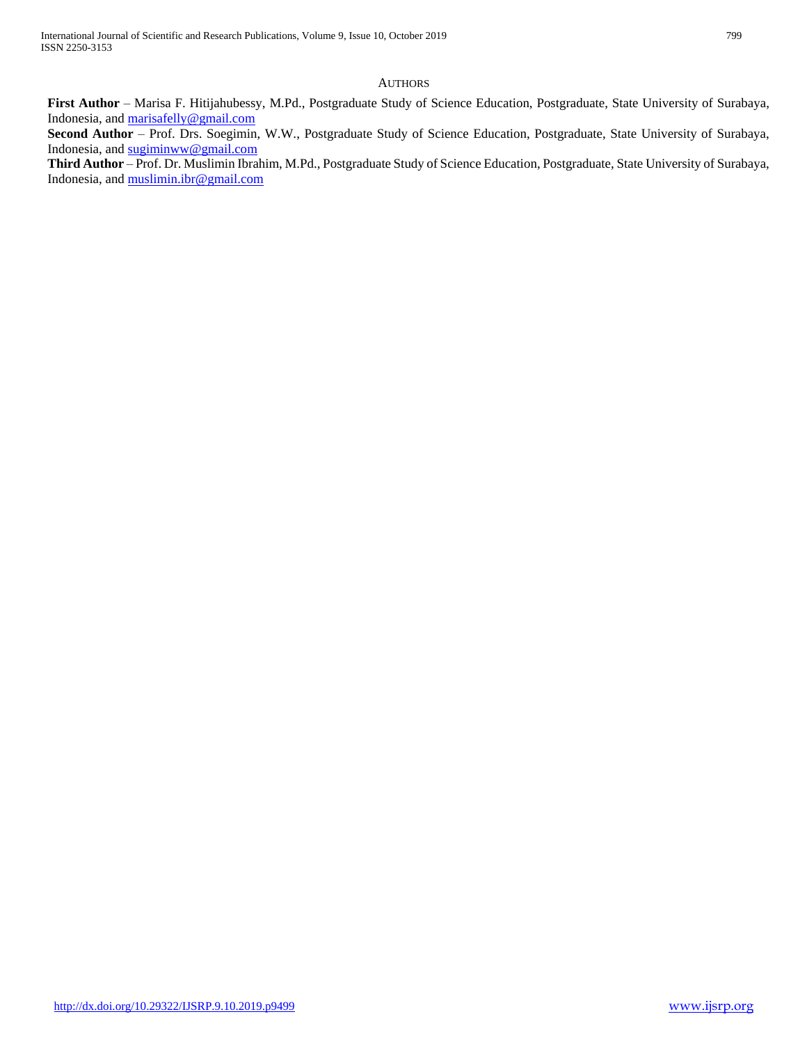## AUTHORS

**First Author** – Marisa F. Hitijahubessy, M.Pd., Postgraduate Study of Science Education, Postgraduate, State University of Surabaya, Indonesia, and marisafelly@gmail.com

**Second Author** – Prof. Drs. Soegimin, W.W., Postgraduate Study of Science Education, Postgraduate, State University of Surabaya, Indonesia, and sugiminww@gmail.com

**Third Author** – Prof. Dr. Muslimin Ibrahim, M.Pd., Postgraduate Study of Science Education, Postgraduate, State University of Surabaya, Indonesia, and muslimin.ibr@gmail.com